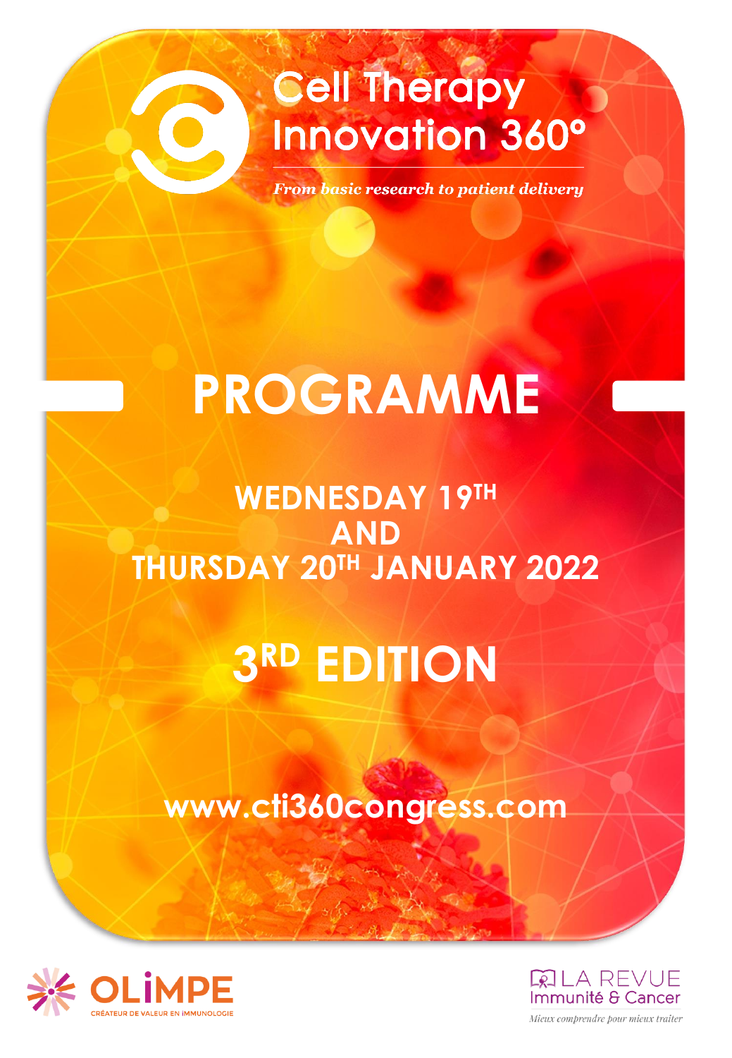# Cell Therapy Innovation 360°

*From basic research to patient delivery*

# PROGRAMME

## WEDNESDAY 19TH AND THURSDAY 20TH JANUARY 2022

## 3RD EDITION

**www.cti360congress.com**

OLIMPE
CRÉATEUR DE VALEUR EN IMMUNOLOGIE

LA REVUE Immunité & Cancer
*Mieux comprendre pour mieux traiter*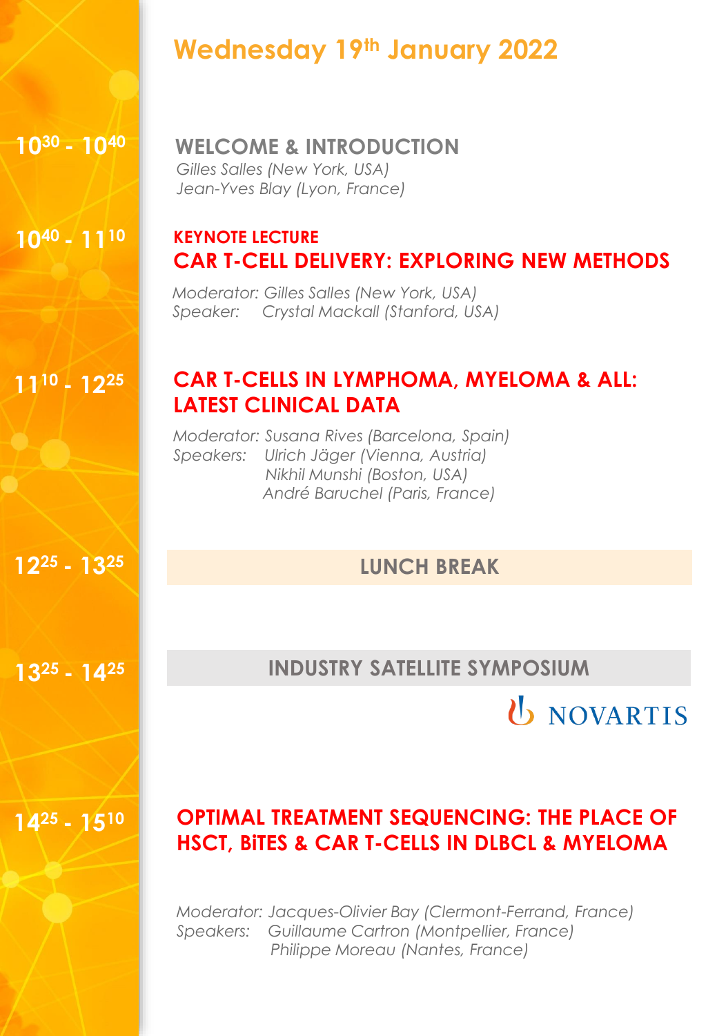# Wednesday 19th January 2022

**10:30 - 10:40**

**WELCOME & INTRODUCTION**
*Gilles Salles (New York, USA)*
*Jean-Yves Blay (Lyon, France)*

**10:40 - 11:10**

**KEYNOTE LECTURE**
**CAR T-CELL DELIVERY: EXPLORING NEW METHODS**

*Moderator: Gilles Salles (New York, USA)*
*Speaker: Crystal Mackall (Stanford, USA)*

**11:10 - 12:25**

**CAR T-CELLS IN LYMPHOMA, MYELOMA & ALL: LATEST CLINICAL DATA**

*Moderator: Susana Rives (Barcelona, Spain)*
*Speakers: Ulrich Jäger (Vienna, Austria)*
*Nikhil Munshi (Boston, USA)*
*André Baruchel (Paris, France)*

**12:25 - 13:25**

**LUNCH BREAK**

**13:25 - 14:25**

**INDUSTRY SATELLITE SYMPOSIUM**

NOVARTIS

**14:25 - 15:10**

**OPTIMAL TREATMENT SEQUENCING: THE PLACE OF HSCT, BiTES & CAR T-CELLS IN DLBCL & MYELOMA**

*Moderator: Jacques-Olivier Bay (Clermont-Ferrand, France)*
*Speakers: Guillaume Cartron (Montpellier, France)*
*Philippe Moreau (Nantes, France)*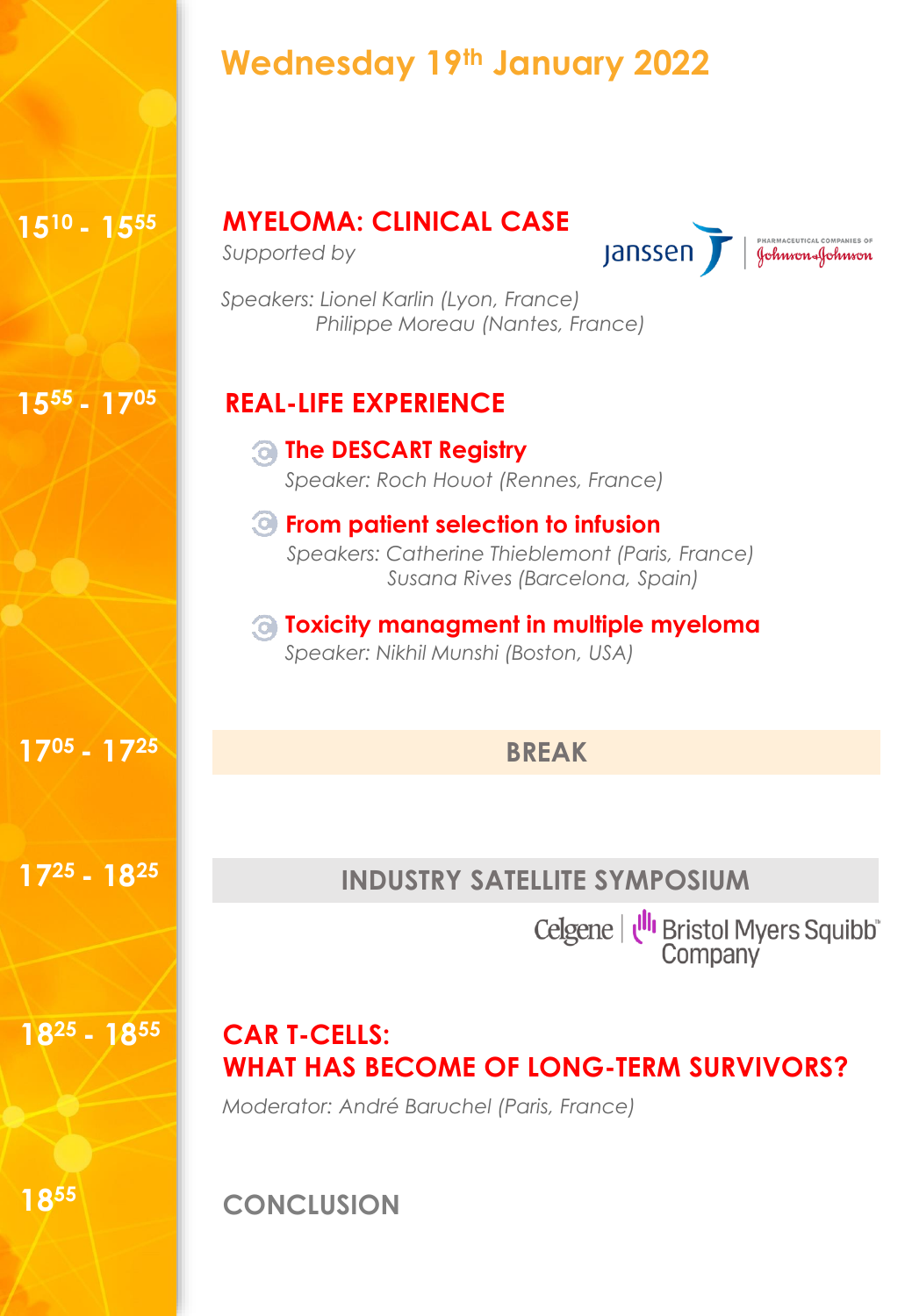# Wednesday 19th January 2022

**15:10 - 15:55**

## MYELOMA: CLINICAL CASE

*Supported by* Janssen – Pharmaceutical Companies of Johnson & Johnson

*Speakers: Lionel Karlin (Lyon, France)*
*Philippe Moreau (Nantes, France)*

**15:55 - 17:05**

## REAL-LIFE EXPERIENCE

- **The DESCART Registry**
  *Speaker: Roch Houot (Rennes, France)*
- **From patient selection to infusion**
  *Speakers: Catherine Thieblemont (Paris, France)*
  *Susana Rives (Barcelona, Spain)*
- **Toxicity managment in multiple myeloma**
  *Speaker: Nikhil Munshi (Boston, USA)*

**17:05 - 17:25**

## BREAK

**17:25 - 18:25**

## INDUSTRY SATELLITE SYMPOSIUM

Celgene | Bristol Myers Squibb™ Company

**18:25 - 18:55**

## CAR T-CELLS: WHAT HAS BECOME OF LONG-TERM SURVIVORS?

*Moderator: André Baruchel (Paris, France)*

**18:55**

## CONCLUSION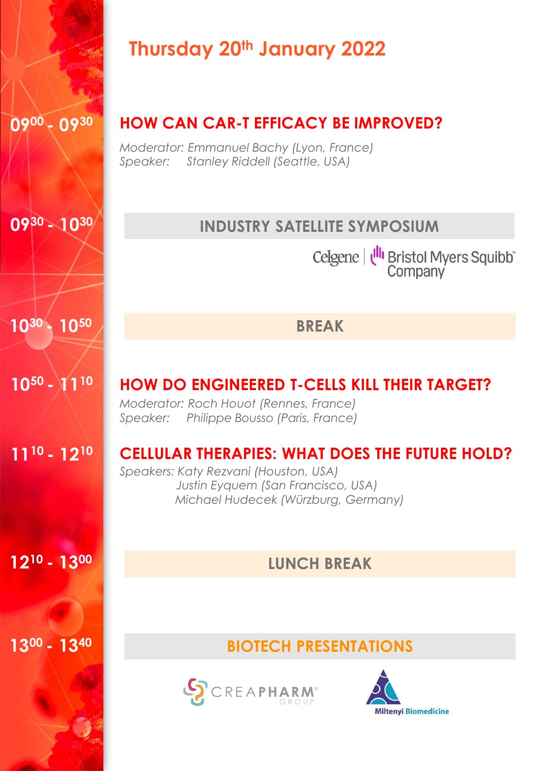# Thursday 20th January 2022

**09:00 - 09:30**

## HOW CAN CAR-T EFFICACY BE IMPROVED?

*Moderator: Emmanuel Bachy (Lyon, France)*
*Speaker: Stanley Riddell (Seattle, USA)*

**09:30 - 10:30**

## INDUSTRY SATELLITE SYMPOSIUM

Celgene | Bristol Myers Squibb™ Company

**10:30 - 10:50**

## BREAK

**10:50 - 11:10**

## HOW DO ENGINEERED T-CELLS KILL THEIR TARGET?

*Moderator: Roch Houot (Rennes, France)*
*Speaker: Philippe Bousso (Paris, France)*

**11:10 - 12:10**

## CELLULAR THERAPIES: WHAT DOES THE FUTURE HOLD?

*Speakers: Katy Rezvani (Houston, USA)*
*Justin Eyquem (San Francisco, USA)*
*Michael Hudecek (Würzburg, Germany)*

**12:10 - 13:00**

## LUNCH BREAK

**13:00 - 13:40**

## BIOTECH PRESENTATIONS

CREAPHARM® GROUP

Miltenyi Biomedicine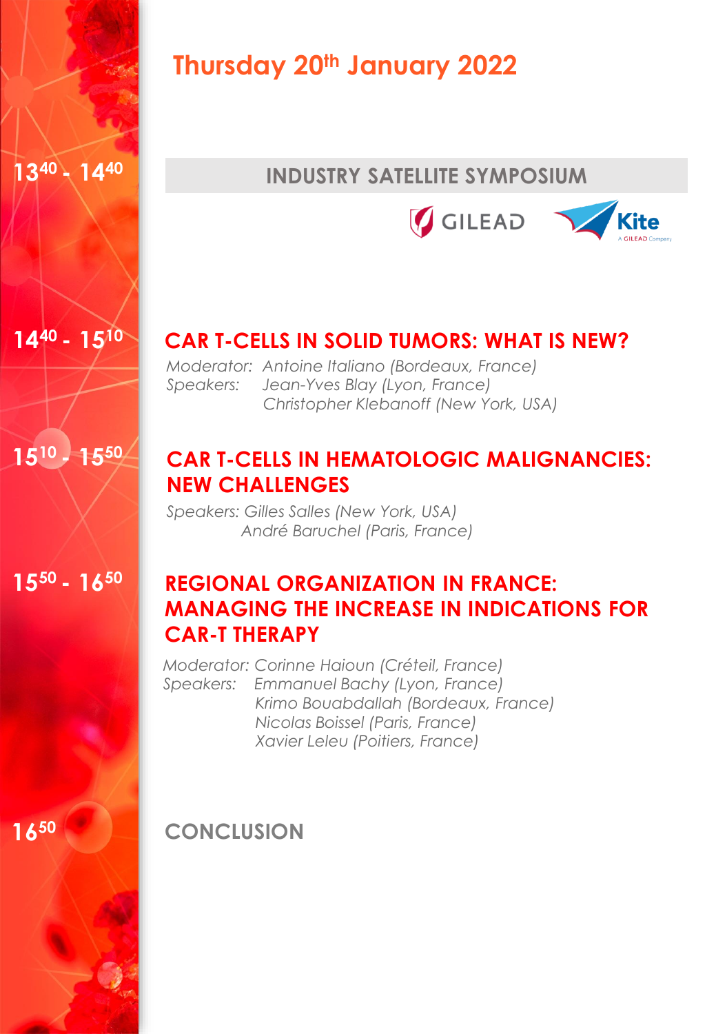# Thursday 20th January 2022

**13:40 - 14:40**

## INDUSTRY SATELLITE SYMPOSIUM

GILEAD — Kite, A GILEAD Company

**14:40 - 15:10**

### CAR T-CELLS IN SOLID TUMORS: WHAT IS NEW?

*Moderator: Antoine Italiano (Bordeaux, France)*
*Speakers: Jean-Yves Blay (Lyon, France)*
*Christopher Klebanoff (New York, USA)*

**15:10 - 15:50**

### CAR T-CELLS IN HEMATOLOGIC MALIGNANCIES: NEW CHALLENGES

*Speakers: Gilles Salles (New York, USA)*
*André Baruchel (Paris, France)*

**15:50 - 16:50**

### REGIONAL ORGANIZATION IN FRANCE: MANAGING THE INCREASE IN INDICATIONS FOR CAR-T THERAPY

*Moderator: Corinne Haioun (Créteil, France)*
*Speakers: Emmanuel Bachy (Lyon, France)*
*Krimo Bouabdallah (Bordeaux, France)*
*Nicolas Boissel (Paris, France)*
*Xavier Leleu (Poitiers, France)*

**16:50**

## CONCLUSION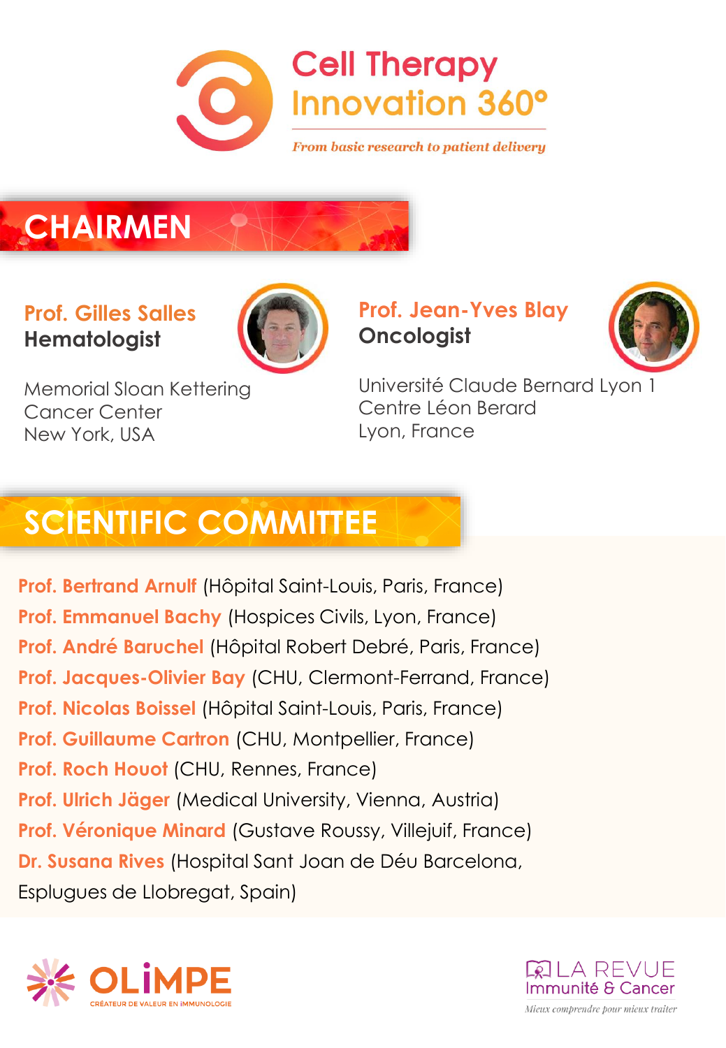# Cell Therapy Innovation 360°

*From basic research to patient delivery*

## CHAIRMEN

**Prof. Gilles Salles**
**Hematologist**

Memorial Sloan Kettering Cancer Center
New York, USA

**Prof. Jean-Yves Blay**
**Oncologist**

Université Claude Bernard Lyon 1
Centre Léon Berard
Lyon, France

## SCIENTIFIC COMMITTEE

**Prof. Bertrand Arnulf** (Hôpital Saint-Louis, Paris, France)
**Prof. Emmanuel Bachy** (Hospices Civils, Lyon, France)
**Prof. André Baruchel** (Hôpital Robert Debré, Paris, France)
**Prof. Jacques-Olivier Bay** (CHU, Clermont-Ferrand, France)
**Prof. Nicolas Boissel** (Hôpital Saint-Louis, Paris, France)
**Prof. Guillaume Cartron** (CHU, Montpellier, France)
**Prof. Roch Houot** (CHU, Rennes, France)
**Prof. Ulrich Jäger** (Medical University, Vienna, Austria)
**Prof. Véronique Minard** (Gustave Roussy, Villejuif, France)
**Dr. Susana Rives** (Hospital Sant Joan de Déu Barcelona, Esplugues de Llobregat, Spain)

OLiMPE
CRÉATEUR DE VALEUR EN IMMUNOLOGIE

LA REVUE Immunité & Cancer
*Mieux comprendre pour mieux traiter*